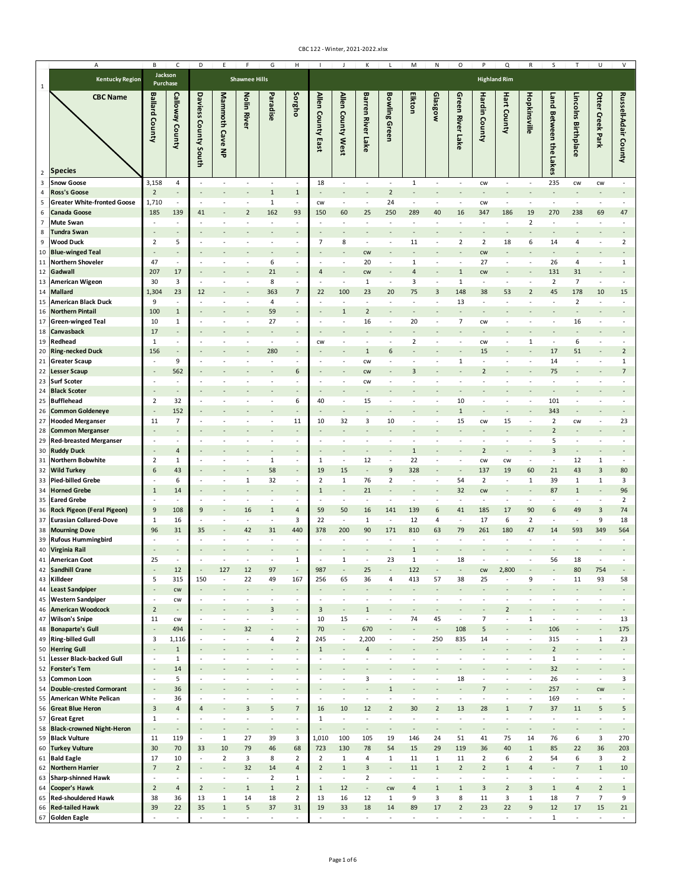| Kentucky Region | Jackson Purchase | | Shawnee Hills | | | | | Highland Rim | | | | | | | | | | | | | |
|---|---|---|---|---|---|---|---|---|---|---|---|---|---|---|---|---|---|---|---|---|---|
| **CBC Name** / **Species** | Ballard County | Calloway County | Daviess County South | Mammoth Cave NP | Nolin River | Paradise | Sorgho | Allen County East | Allen County West | Barren River Lake | Bowling Green | Elkton | Glasgow | Green River Lake | Hardin County | Hart County | Hopkinsville | Land Between the Lakes | Lincolns Birthplace | Otter Creek Park | Russell-Adair County |
| Snow Goose | 3,158 | 4 | - | - | - | - | - | 18 | - | - | - | 1 | - | - | cw | - | - | 235 | cw | cw | - |
| Ross's Goose | 2 | - | - | - | - | 1 | 1 | - | - | - | 2 | - | - | - | - | - | - | - | - | - | - |
| Greater White-fronted Goose | 1,710 | - | - | - | - | 1 | - | cw | - | - | 24 | - | - | - | cw | - | - | - | - | - | - |
| Canada Goose | 185 | 139 | 41 | - | 2 | 162 | 93 | 150 | 60 | 25 | 250 | 289 | 40 | 16 | 347 | 186 | 19 | 270 | 238 | 69 | 47 |
| Mute Swan | - | - | - | - | - | - | - | - | - | - | - | - | - | - | - | - | 2 | - | - | - | - |
| Tundra Swan | - | - | - | - | - | - | - | - | - | - | - | - | - | - | - | - | - | - | - | - | - |
| Wood Duck | 2 | 5 | - | - | - | - | - | 7 | 8 | - | - | 11 | - | 2 | 2 | 18 | 6 | 14 | 4 | - | 2 |
| Blue-winged Teal | - | - | - | - | - | - | - | - | - | cw | - | - | - | - | cw | - | - | - | - | - | - |
| Northern Shoveler | 47 | - | - | - | - | 6 | - | - | - | 20 | - | 1 | - | - | 27 | - | - | 26 | 4 | - | 1 |
| Gadwall | 207 | 17 | - | - | - | 21 | - | 4 | - | cw | - | 4 | - | 1 | cw | - | - | 131 | 31 | - | - |
| American Wigeon | 30 | 3 | - | - | - | 8 | - | - | - | 1 | - | 3 | - | 1 | - | - | - | 2 | 7 | - | - |
| Mallard | 1,304 | 23 | 12 | - | - | 363 | 7 | 22 | 100 | 23 | 20 | 75 | 3 | 148 | 38 | 53 | 2 | 45 | 178 | 10 | 15 |
| American Black Duck | 9 | - | - | - | - | 4 | - | - | - | - | - | - | - | 13 | - | - | - | - | 2 | - | - |
| Northern Pintail | 100 | 1 | - | - | - | 59 | - | - | 1 | 2 | - | - | - | - | - | - | - | - | - | - | - |
| Green-winged Teal | 10 | 1 | - | - | - | 27 | - | - | - | 16 | - | 20 | - | 7 | cw | - | - | - | 16 | - | - |
| Canvasback | 17 | - | - | - | - | - | - | - | - | - | - | - | - | - | - | - | - | - | - | - | - |
| Redhead | 1 | - | - | - | - | - | - | cw | - | - | - | 2 | - | - | cw | - | 1 | - | 6 | - | - |
| Ring-necked Duck | 156 | - | - | - | - | 280 | - | - | - | 1 | 6 | - | - | - | 15 | - | - | 17 | 51 | - | 2 |
| Greater Scaup | - | 9 | - | - | - | - | - | - | - | cw | - | - | - | 1 | - | - | - | 14 | - | - | 1 |
| Lesser Scaup | - | 562 | - | - | - | - | 6 | - | - | cw | - | 3 | - | - | 2 | - | - | 75 | - | - | 7 |
| Surf Scoter | - | - | - | - | - | - | - | - | - | cw | - | - | - | - | - | - | - | - | - | - | - |
| Black Scoter | - | - | - | - | - | - | - | - | - | - | - | - | - | - | - | - | - | - | - | - | - |
| Bufflehead | 2 | 32 | - | - | - | - | 6 | 40 | - | 15 | - | - | - | 10 | - | - | - | 101 | - | - | - |
| Common Goldeneye | - | 152 | - | - | - | - | - | - | - | - | - | - | - | 1 | - | - | - | 343 | - | - | - |
| Hooded Merganser | 11 | 7 | - | - | - | - | 11 | 10 | 32 | 3 | 10 | - | - | 15 | cw | 15 | - | 2 | cw | - | 23 |
| Common Merganser | - | - | - | - | - | - | - | - | - | - | - | - | - | - | - | - | - | 2 | - | - | - |
| Red-breasted Merganser | - | - | - | - | - | - | - | - | - | - | - | - | - | - | - | - | - | 5 | - | - | - |
| Ruddy Duck | - | 4 | - | - | - | - | - | - | - | - | - | 1 | - | - | 2 | - | - | 3 | - | - | - |
| Northern Bobwhite | 2 | 1 | - | - | - | 1 | - | 1 | - | 12 | - | 22 | - | - | cw | cw | - | - | 12 | 1 | - |
| Wild Turkey | 6 | 43 | - | - | - | 58 | - | 19 | 15 | - | 9 | 328 | - | - | 137 | 19 | 60 | 21 | 43 | 3 | 80 |
| Pied-billed Grebe | - | 6 | - | - | 1 | 32 | - | 2 | 1 | 76 | 2 | - | - | 54 | 2 | - | 1 | 39 | 1 | 1 | 3 |
| Horned Grebe | 1 | 14 | - | - | - | - | - | 1 | - | 21 | - | - | - | 32 | cw | - | - | 87 | 1 | - | 96 |
| Eared Grebe | - | - | - | - | - | - | - | - | - | - | - | - | - | - | - | - | - | - | - | - | 2 |
| Rock Pigeon (Feral Pigeon) | 9 | 108 | 9 | - | 16 | 1 | 4 | 59 | 50 | 16 | 141 | 139 | 6 | 41 | 185 | 17 | 90 | 6 | 49 | 3 | 74 |
| Eurasian Collared-Dove | 1 | 16 | - | - | - | - | 3 | 22 | - | 1 | - | 12 | 4 | - | 17 | 6 | 2 | - | - | 9 | 18 |
| Mourning Dove | 96 | 31 | 35 | - | 42 | 31 | 440 | 378 | 200 | 90 | 171 | 810 | 63 | 79 | 261 | 180 | 47 | 14 | 593 | 349 | 564 |
| Rufous Hummingbird | - | - | - | - | - | - | - | - | - | - | - | - | - | - | - | - | - | - | - | - | - |
| Virginia Rail | - | - | - | - | - | - | - | - | - | - | - | 1 | - | - | - | - | - | - | - | - | - |
| American Coot | 25 | - | - | - | - | - | 1 | - | 1 | - | 23 | 1 | - | 18 | - | - | - | 56 | 18 | - | - |
| Sandhill Crane | - | 12 | - | 127 | 12 | 97 | - | 987 | - | 25 | - | 122 | - | - | cw | 2,800 | - | - | 80 | 754 | - |
| Killdeer | 5 | 315 | 150 | - | 22 | 49 | 167 | 256 | 65 | 36 | 4 | 413 | 57 | 38 | 25 | - | 9 | - | 11 | 93 | 58 |
| Least Sandpiper | - | cw | - | - | - | - | - | - | - | - | - | - | - | - | - | - | - | - | - | - | - |
| Western Sandpiper | - | cw | - | - | - | - | - | - | - | - | - | - | - | - | - | - | - | - | - | - | - |
| American Woodcock | 2 | - | - | - | - | 3 | - | 3 | - | 1 | - | - | - | - | - | 2 | - | - | - | - | - |
| Wilson's Snipe | 11 | cw | - | - | - | - | - | 10 | 15 | - | - | 74 | 45 | - | 7 | - | 1 | - | - | - | 13 |
| Bonaparte's Gull | - | 494 | - | - | 32 | - | - | 70 | - | 670 | - | - | - | 108 | 5 | - | - | 106 | - | - | 175 |
| Ring-billed Gull | 3 | 1,116 | - | - | - | 4 | 2 | 245 | - | 2,200 | - | - | 250 | 835 | 14 | - | - | 315 | - | 1 | 23 |
| Herring Gull | - | 1 | - | - | - | - | - | 1 | - | 4 | - | - | - | - | - | - | - | 2 | - | - | - |
| Lesser Black-backed Gull | - | 1 | - | - | - | - | - | - | - | - | - | - | - | - | - | - | - | 1 | - | - | - |
| Forster's Tern | - | 14 | - | - | - | - | - | - | - | - | - | - | - | - | - | - | - | 32 | - | - | - |
| Common Loon | - | 5 | - | - | - | - | - | - | - | 3 | - | - | - | 18 | - | - | - | 26 | - | - | 3 |
| Double-crested Cormorant | - | 36 | - | - | - | - | - | - | - | - | 1 | - | - | - | 7 | - | - | 257 | - | cw | - |
| American White Pelican | - | 36 | - | - | - | - | - | - | - | - | - | - | - | - | - | - | - | 169 | - | - | - |
| Great Blue Heron | 3 | 4 | 4 | - | 3 | 5 | 7 | 16 | 10 | 12 | 2 | 30 | 2 | 13 | 28 | 1 | 7 | 37 | 11 | 5 | 5 |
| Great Egret | 1 | - | - | - | - | - | - | 1 | - | - | - | - | - | - | - | - | - | - | - | - | - |
| Black-crowned Night-Heron | - | - | - | - | - | - | - | - | - | - | - | - | - | - | - | - | - | - | - | - | - |
| Black Vulture | 11 | 119 | - | 1 | 27 | 39 | 3 | 1,010 | 100 | 105 | 19 | 146 | 24 | 51 | 41 | 75 | 14 | 76 | 6 | 3 | 270 |
| Turkey Vulture | 30 | 70 | 33 | 10 | 79 | 46 | 68 | 723 | 130 | 78 | 54 | 15 | 29 | 119 | 36 | 40 | 1 | 85 | 22 | 36 | 203 |
| Bald Eagle | 17 | 10 | - | 2 | 3 | 8 | 2 | 2 | 1 | 4 | 1 | 11 | 1 | 11 | 2 | 6 | 2 | 54 | 6 | 3 | 2 |
| Northern Harrier | 7 | 2 | - | - | 32 | 14 | 4 | 2 | 1 | 3 | - | 11 | 1 | 2 | 2 | 1 | 4 | - | 7 | 1 | 10 |
| Sharp-shinned Hawk | - | - | - | - | - | 2 | 1 | - | - | 2 | - | - | - | - | - | - | - | - | - | - | - |
| Cooper's Hawk | 2 | 4 | 2 | - | 1 | 1 | 2 | 1 | 12 | - | cw | 4 | 1 | 1 | 3 | 2 | 3 | 1 | 4 | 2 | 1 |
| Red-shouldered Hawk | 38 | 36 | 13 | 1 | 14 | 18 | 2 | 13 | 16 | 12 | 1 | 9 | 3 | 8 | 11 | 3 | 1 | 18 | 7 | 7 | 9 |
| Red-tailed Hawk | 39 | 22 | 35 | 1 | 5 | 37 | 31 | 19 | 33 | 18 | 14 | 89 | 17 | 2 | 23 | 22 | 9 | 12 | 17 | 15 | 21 |
| Golden Eagle | - | - | - | - | - | - | - | - | - | - | - | - | - | - | - | - | - | 1 | - | - | - |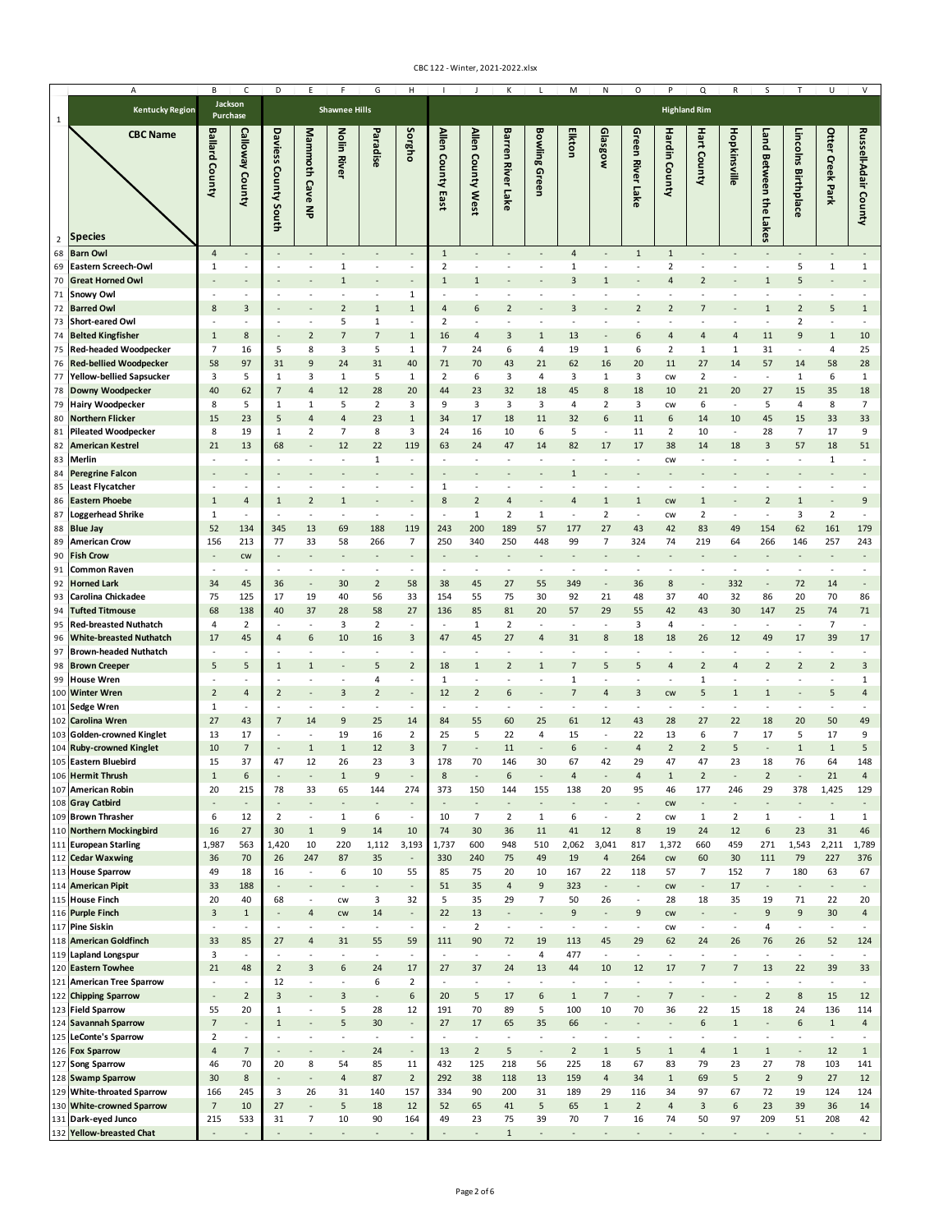| Kentucky Region | Jackson Purchase | | Shawnee Hills | | | | | Highland Rim | | | | | | | | | | | | | |
|---|---|---|---|---|---|---|---|---|---|---|---|---|---|---|---|---|---|---|---|---|---|
| **CBC Name** / **Species** | Ballard County | Calloway County | Daviess County South | Mammoth Cave NP | Nolin River | Paradise | Sorgho | Allen County East | Allen County West | Barren River Lake | Bowling Green | Elkton | Glasgow | Green River Lake | Hardin County | Hart County | Hopkinsville | Land Between the Lakes | Lincolns Birthplace | Otter Creek Park | Russell-Adair County |
| **Barn Owl** | 4 | - | - | - | - | - | - | 1 | - | - | - | 4 | - | 1 | 1 | - | - | - | - | - | - |
| **Eastern Screech-Owl** | 1 | - | - | - | 1 | - | - | 2 | - | - | - | 1 | - | - | 2 | - | - | - | 5 | 1 | 1 |
| **Great Horned Owl** | - | - | - | - | 1 | - | - | 1 | 1 | - | - | 3 | 1 | - | 4 | 2 | - | 1 | 5 | - | - |
| **Snowy Owl** | - | - | - | - | - | - | 1 | - | - | - | - | - | - | - | - | - | - | - | - | - | - |
| **Barred Owl** | 8 | 3 | - | - | 2 | 1 | 1 | 4 | 6 | 2 | - | 3 | - | 2 | 2 | 7 | - | 1 | 2 | 5 | 1 |
| **Short-eared Owl** | - | - | - | - | 5 | 1 | - | 2 | - | - | - | - | - | - | - | - | - | - | 2 | - | - |
| **Belted Kingfisher** | 1 | 8 | - | 2 | 7 | 7 | 1 | 16 | 4 | 3 | 1 | 13 | - | 6 | 4 | 4 | 4 | 11 | 9 | 1 | 10 |
| **Red-headed Woodpecker** | 7 | 16 | 5 | 8 | 3 | 5 | 1 | 7 | 24 | 6 | 4 | 19 | 1 | 6 | 2 | 1 | 1 | 31 | - | 4 | 25 |
| **Red-bellied Woodpecker** | 58 | 97 | 31 | 9 | 24 | 31 | 40 | 71 | 70 | 43 | 21 | 62 | 16 | 20 | 11 | 27 | 14 | 57 | 14 | 58 | 28 |
| **Yellow-bellied Sapsucker** | 3 | 5 | 1 | 3 | 1 | 5 | 1 | 2 | 6 | 3 | 4 | 3 | 1 | 3 | cw | 2 | - | - | 1 | 6 | 1 |
| **Downy Woodpecker** | 40 | 62 | 7 | 4 | 12 | 28 | 20 | 44 | 23 | 32 | 18 | 45 | 8 | 18 | 10 | 21 | 20 | 27 | 15 | 35 | 18 |
| **Hairy Woodpecker** | 8 | 5 | 1 | 1 | 5 | 2 | 3 | 9 | 3 | 3 | 3 | 4 | 2 | 3 | cw | 6 | - | 5 | 4 | 8 | 7 |
| **Northern Flicker** | 15 | 23 | 5 | 4 | 4 | 23 | 1 | 34 | 17 | 18 | 11 | 32 | 6 | 11 | 6 | 14 | 10 | 45 | 15 | 33 | 33 |
| **Pileated Woodpecker** | 8 | 19 | 1 | 2 | 7 | 8 | 3 | 24 | 16 | 10 | 6 | 5 | - | 11 | 2 | 10 | - | 28 | 7 | 17 | 9 |
| **American Kestrel** | 21 | 13 | 68 | - | 12 | 22 | 119 | 63 | 24 | 47 | 14 | 82 | 17 | 17 | 38 | 14 | 18 | 3 | 57 | 18 | 51 |
| **Merlin** | - | - | - | - | - | 1 | - | - | - | - | - | - | - | - | cw | - | - | - | - | 1 | - |
| **Peregrine Falcon** | - | - | - | - | - | - | - | - | - | - | - | 1 | - | - | - | - | - | - | - | - | - |
| **Least Flycatcher** | - | - | - | - | - | - | - | 1 | - | - | - | - | - | - | - | - | - | - | - | - | - |
| **Eastern Phoebe** | 1 | 4 | 1 | 2 | 1 | - | - | 8 | 2 | 4 | - | 4 | 1 | 1 | cw | 1 | - | 2 | 1 | - | 9 |
| **Loggerhead Shrike** | 1 | - | - | - | - | - | - | - | 1 | 2 | 1 | - | 2 | - | cw | 2 | - | - | 3 | 2 | - |
| **Blue Jay** | 52 | 134 | 345 | 13 | 69 | 188 | 119 | 243 | 200 | 189 | 57 | 177 | 27 | 43 | 42 | 83 | 49 | 154 | 62 | 161 | 179 |
| **American Crow** | 156 | 213 | 77 | 33 | 58 | 266 | 7 | 250 | 340 | 250 | 448 | 99 | 7 | 324 | 74 | 219 | 64 | 266 | 146 | 257 | 243 |
| **Fish Crow** | - | cw | - | - | - | - | - | - | - | - | - | - | - | - | - | - | - | - | - | - | - |
| **Common Raven** | - | - | - | - | - | - | - | - | - | - | - | - | - | - | - | - | - | - | - | - | - |
| **Horned Lark** | 34 | 45 | 36 | - | 30 | 2 | 58 | 38 | 45 | 27 | 55 | 349 | - | 36 | 8 | - | 332 | - | 72 | 14 | - |
| **Carolina Chickadee** | 75 | 125 | 17 | 19 | 40 | 56 | 33 | 154 | 55 | 75 | 30 | 92 | 21 | 48 | 37 | 40 | 32 | 86 | 20 | 70 | 86 |
| **Tufted Titmouse** | 68 | 138 | 40 | 37 | 28 | 58 | 27 | 136 | 85 | 81 | 20 | 57 | 29 | 55 | 42 | 43 | 30 | 147 | 25 | 74 | 71 |
| **Red-breasted Nuthatch** | 4 | 2 | - | - | 3 | 2 | - | - | 1 | 2 | - | - | - | 3 | 4 | - | - | - | - | 7 | - |
| **White-breasted Nuthatch** | 17 | 45 | 4 | 6 | 10 | 16 | 3 | 47 | 45 | 27 | 4 | 31 | 8 | 18 | 18 | 26 | 12 | 49 | 17 | 39 | 17 |
| **Brown-headed Nuthatch** | - | - | - | - | - | - | - | - | - | - | - | - | - | - | - | - | - | - | - | - | - |
| **Brown Creeper** | 5 | 5 | 1 | 1 | - | 5 | 2 | 18 | 1 | 2 | 1 | 7 | 5 | 5 | 4 | 2 | 4 | 2 | 2 | 2 | 3 |
| **House Wren** | - | - | - | - | - | 4 | - | 1 | - | - | - | 1 | - | - | - | 1 | - | - | - | - | 1 |
| **Winter Wren** | 2 | 4 | 2 | - | 3 | 2 | - | 12 | 2 | 6 | - | 7 | 4 | 3 | cw | 5 | 1 | 1 | - | 5 | 4 |
| **Sedge Wren** | 1 | - | - | - | - | - | - | - | - | - | - | - | - | - | - | - | - | - | - | - | - |
| **Carolina Wren** | 27 | 43 | 7 | 14 | 9 | 25 | 14 | 84 | 55 | 60 | 25 | 61 | 12 | 43 | 28 | 27 | 22 | 18 | 20 | 50 | 49 |
| **Golden-crowned Kinglet** | 13 | 17 | - | - | 19 | 16 | 2 | 25 | 5 | 22 | 4 | 15 | - | 22 | 13 | 6 | 7 | 17 | 5 | 17 | 9 |
| **Ruby-crowned Kinglet** | 10 | 7 | - | 1 | 1 | 12 | 3 | 7 | - | 11 | - | 6 | - | 4 | 2 | 2 | 5 | - | 1 | 1 | 5 |
| **Eastern Bluebird** | 15 | 37 | 47 | 12 | 26 | 23 | 3 | 178 | 70 | 146 | 30 | 67 | 42 | 29 | 47 | 47 | 23 | 18 | 76 | 64 | 148 |
| **Hermit Thrush** | 1 | 6 | - | - | 1 | 9 | - | 8 | - | 6 | - | 4 | - | 4 | 1 | 2 | - | 2 | - | 21 | 4 |
| **American Robin** | 20 | 215 | 78 | 33 | 65 | 144 | 274 | 373 | 150 | 144 | 155 | 138 | 20 | 95 | 46 | 177 | 246 | 29 | 378 | 1,425 | 129 |
| **Gray Catbird** | - | - | - | - | - | - | - | - | - | - | - | - | - | - | cw | - | - | - | - | - | - |
| **Brown Thrasher** | 6 | 12 | 2 | - | 1 | 6 | - | 10 | 7 | 2 | 1 | 6 | - | 2 | cw | 1 | 2 | 1 | - | 1 | 1 |
| **Northern Mockingbird** | 16 | 27 | 30 | 1 | 9 | 14 | 10 | 74 | 30 | 36 | 11 | 41 | 12 | 8 | 19 | 24 | 12 | 6 | 23 | 31 | 46 |
| **European Starling** | 1,987 | 563 | 1,420 | 10 | 220 | 1,112 | 3,193 | 1,737 | 600 | 948 | 510 | 2,062 | 3,041 | 817 | 1,372 | 660 | 459 | 271 | 1,543 | 2,211 | 1,789 |
| **Cedar Waxwing** | 36 | 70 | 26 | 247 | 87 | 35 | - | 330 | 240 | 75 | 49 | 19 | 4 | 264 | cw | 60 | 30 | 111 | 79 | 227 | 376 |
| **House Sparrow** | 49 | 18 | 16 | - | 6 | 10 | 55 | 85 | 75 | 20 | 10 | 167 | 22 | 118 | 57 | 7 | 152 | 7 | 180 | 63 | 67 |
| **American Pipit** | 33 | 188 | - | - | - | - | - | 51 | 35 | 4 | 9 | 323 | - | - | cw | - | 17 | - | - | - | - |
| **House Finch** | 20 | 40 | 68 | - | cw | 3 | 32 | 5 | 35 | 29 | 7 | 50 | 26 | - | 28 | 18 | 35 | 19 | 71 | 22 | 20 |
| **Purple Finch** | 3 | 1 | - | 4 | cw | 14 | - | 22 | 13 | - | - | 9 | - | 9 | cw | - | - | 9 | 9 | 30 | 4 |
| **Pine Siskin** | - | - | - | - | - | - | - | - | 2 | - | - | - | - | - | cw | - | - | 4 | - | - | - |
| **American Goldfinch** | 33 | 85 | 27 | 4 | 31 | 55 | 59 | 111 | 90 | 72 | 19 | 113 | 45 | 29 | 62 | 24 | 26 | 76 | 26 | 52 | 124 |
| **Lapland Longspur** | 3 | - | - | - | - | - | - | - | - | - | 4 | 477 | - | - | - | - | - | - | - | - | - |
| **Eastern Towhee** | 21 | 48 | 2 | 3 | 6 | 24 | 17 | 27 | 37 | 24 | 13 | 44 | 10 | 12 | 17 | 7 | 7 | 13 | 22 | 39 | 33 |
| **American Tree Sparrow** | - | - | 12 | - | - | 6 | 2 | - | - | - | - | - | - | - | - | - | - | - | - | - | - |
| **Chipping Sparrow** | - | 2 | 3 | - | 3 | - | 6 | 20 | 5 | 17 | 6 | 1 | 7 | - | 7 | - | - | 2 | 8 | 15 | 12 |
| **Field Sparrow** | 55 | 20 | 1 | - | 5 | 28 | 12 | 191 | 70 | 89 | 5 | 100 | 10 | 70 | 36 | 22 | 15 | 18 | 24 | 136 | 114 |
| **Savannah Sparrow** | 7 | - | 1 | - | 5 | 30 | - | 27 | 17 | 65 | 35 | 66 | - | - | - | 6 | 1 | - | 6 | 1 | 4 |
| **LeConte's Sparrow** | 2 | - | - | - | - | - | - | - | - | - | - | - | - | - | - | - | - | - | - | - | - |
| **Fox Sparrow** | 4 | 7 | - | - | - | 24 | - | 13 | 2 | 5 | - | 2 | 1 | 5 | 1 | 4 | 1 | 1 | - | 12 | 1 |
| **Song Sparrow** | 46 | 70 | 20 | 8 | 54 | 85 | 11 | 432 | 125 | 218 | 56 | 225 | 18 | 67 | 83 | 79 | 23 | 27 | 78 | 103 | 141 |
| **Swamp Sparrow** | 30 | 8 | - | - | 4 | 87 | 2 | 292 | 38 | 118 | 13 | 159 | 4 | 34 | 1 | 69 | 5 | 2 | 9 | 27 | 12 |
| **White-throated Sparrow** | 166 | 245 | 3 | 26 | 31 | 140 | 157 | 334 | 90 | 200 | 31 | 189 | 29 | 116 | 34 | 97 | 67 | 72 | 19 | 124 | 124 |
| **White-crowned Sparrow** | 7 | 10 | 27 | - | 5 | 18 | 12 | 52 | 65 | 41 | 5 | 65 | 1 | 2 | 4 | 3 | 6 | 23 | 39 | 36 | 14 |
| **Dark-eyed Junco** | 215 | 533 | 31 | 7 | 10 | 90 | 164 | 49 | 23 | 75 | 39 | 70 | 7 | 16 | 74 | 50 | 97 | 209 | 51 | 208 | 42 |
| **Yellow-breasted Chat** | - | - | - | - | - | - | - | - | - | 1 | - | - | - | - | - | - | - | - | - | - | - |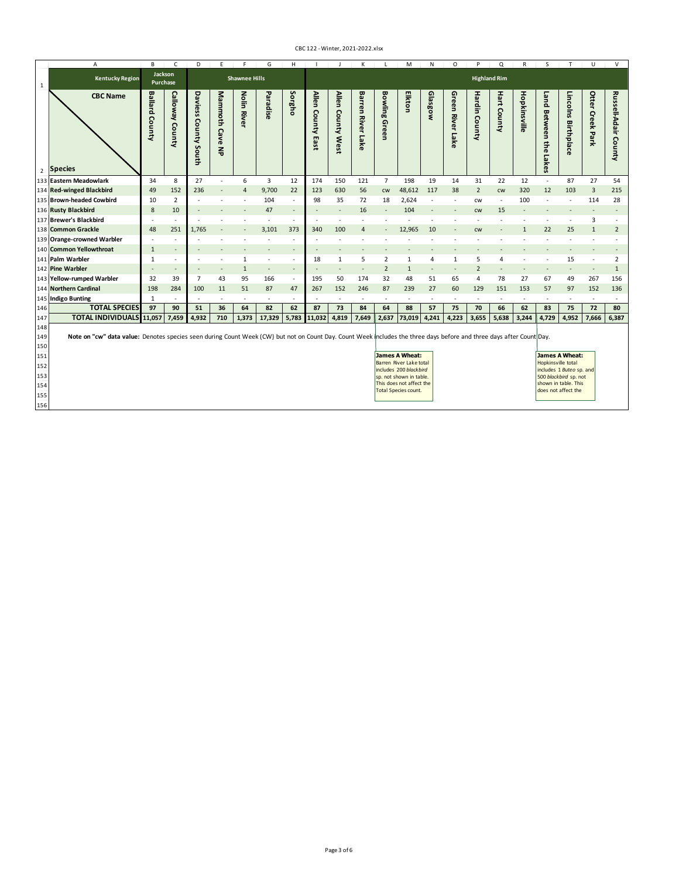| Kentucky Region | Jackson Purchase | | Shawnee Hills | | | | | Highland Rim | | | | | | | | | | | | | | |
|---|---|---|---|---|---|---|---|---|---|---|---|---|---|---|---|---|---|---|---|---|---|
| **Species** / **CBC Name** | Ballard County | Calloway County | Daviess County South | Mammoth Cave NP | Nolin River | Paradise | Sorgho | Allen County East | Allen County West | Barren River Lake | Bowling Green | Elkton | Glasgow | Green River Lake | Hardin County | Hart County | Hopkinsville | Land Between the Lakes | Lincolns Birthplace | Otter Creek Park | Russell-Adair County |
| Eastern Meadowlark | 34 | 8 | 27 | - | 6 | 3 | 12 | 174 | 150 | 121 | 7 | 198 | 19 | 14 | 31 | 22 | 12 | - | 87 | 27 | 54 |
| Red-winged Blackbird | 49 | 152 | 236 | - | 4 | 9,700 | 22 | 123 | 630 | 56 | cw | 48,612 | 117 | 38 | 2 | cw | 320 | 12 | 103 | 3 | 215 |
| Brown-headed Cowbird | 10 | 2 | - | - | - | 104 | - | 98 | 35 | 72 | 18 | 2,624 | - | - | cw | - | 100 | - | - | 114 | 28 |
| Rusty Blackbird | 8 | 10 | - | - | - | 47 | - | - | - | 16 | - | 104 | - | - | cw | 15 | - | - | - | - | - |
| Brewer's Blackbird | - | - | - | - | - | - | - | - | - | - | - | - | - | - | - | - | - | - | - | 3 | - |
| Common Grackle | 48 | 251 | 1,765 | - | - | 3,101 | 373 | 340 | 100 | 4 | - | 12,965 | 10 | - | cw | - | 1 | 22 | 25 | 1 | 2 |
| Orange-crowned Warbler | - | - | - | - | - | - | - | - | - | - | - | - | - | - | - | - | - | - | - | - | - |
| Common Yellowthroat | 1 | - | - | - | - | - | - | - | - | - | - | - | - | - | - | - | - | - | - | - | - |
| Palm Warbler | 1 | - | - | - | 1 | - | - | 18 | 1 | 5 | 2 | 1 | 4 | 1 | 5 | 4 | - | - | 15 | - | 2 |
| Pine Warbler | - | - | - | - | 1 | - | - | - | - | - | 2 | 1 | - | - | 2 | - | - | - | - | - | 1 |
| Yellow-rumped Warbler | 32 | 39 | 7 | 43 | 95 | 166 | - | 195 | 50 | 174 | 32 | 48 | 51 | 65 | 4 | 78 | 27 | 67 | 49 | 267 | 156 |
| Northern Cardinal | 198 | 284 | 100 | 11 | 51 | 87 | 47 | 267 | 152 | 246 | 87 | 239 | 27 | 60 | 129 | 151 | 153 | 57 | 97 | 152 | 136 |
| Indigo Bunting | 1 | - | - | - | - | - | - | - | - | - | - | - | - | - | - | - | - | - | - | - | - |
| **TOTAL SPECIES** | 97 | 90 | 51 | 36 | 64 | 82 | 62 | 87 | 73 | 84 | 64 | 88 | 57 | 75 | 70 | 66 | 62 | 83 | 75 | 72 | 80 |
| **TOTAL INDIVIDUALS** | 11,057 | 7,459 | 4,932 | 710 | 1,373 | 17,329 | 5,783 | 11,032 | 4,819 | 7,649 | 2,637 | 73,019 | 4,241 | 4,223 | 3,655 | 5,638 | 3,244 | 4,729 | 4,952 | 7,666 | 6,387 |

**Note on "cw" data value:** Denotes species seen during Count Week (CW) but not on Count Day. Count Week includes the three days before and three days after Count Day.

**James A Wheat:** Barren River Lake total includes 200 *blackbird* sp. not shown in table. This does not affect the Total Species count.

**James A Wheat:** Hopkinsville total includes 1 *Buteo* sp. and 500 *blackbird* sp. not shown in table. This does not affect the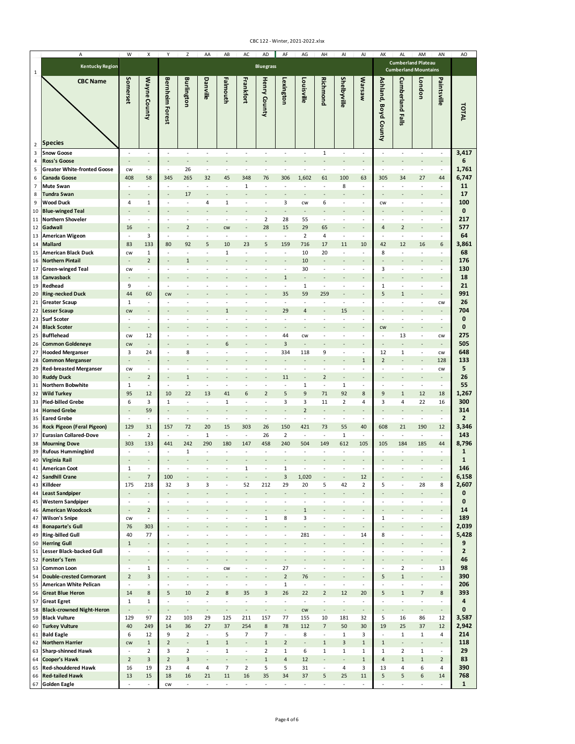CBC 122 - Winter, 2021-2022.xlsx

| Kentucky Region | | | Bluegrass | | | | | | | | | | | | Cumberland Plateau Cumberland Mountains | | | | |
|---|---|---|---|---|---|---|---|---|---|---|---|---|---|---|---|---|---|---|---|
| **CBC Name** / **Species** | Somerset | Wayne County | Bernheim Forest | Burlington | Danville | Falmouth | Frankfort | Henry County | Lexington | Louisville | Richmond | Shelbyville | Warsaw | Ashland, Boyd County | Cumberland Falls | London | Paintsville | TOTAL |
| Snow Goose | - | - | - | - | - | - | - | - | - | - | 1 | - | - | - | - | - | - | 3,417 |
| Ross's Goose | - | - | - | - | - | - | - | - | - | - | - | - | - | - | - | - | - | 6 |
| Greater White-fronted Goose | cw | - | - | 26 | - | - | - | - | - | - | - | - | - | - | - | - | - | 1,761 |
| Canada Goose | 408 | 58 | 345 | 265 | 32 | 45 | 348 | 76 | 306 | 1,602 | 61 | 100 | 63 | 305 | 34 | 27 | 44 | 6,747 |
| Mute Swan | - | - | - | - | - | - | 1 | - | - | - | - | 8 | - | - | - | - | - | 11 |
| Tundra Swan | - | - | - | 17 | - | - | - | - | - | - | - | - | - | - | - | - | - | 17 |
| Wood Duck | 4 | 1 | - | - | 4 | 1 | - | - | 3 | cw | 6 | - | - | cw | - | - | - | 100 |
| Blue-winged Teal | - | - | - | - | - | - | - | - | - | - | - | - | - | - | - | - | - | 0 |
| Northern Shoveler | - | - | - | - | - | - | - | 2 | 28 | 55 | - | - | - | - | - | - | - | 217 |
| Gadwall | 16 | - | - | 2 | - | cw | - | 28 | 15 | 29 | 65 | - | - | 4 | 2 | - | - | 577 |
| American Wigeon | - | 3 | - | - | - | - | - | - | - | 2 | 4 | - | - | - | - | - | - | 64 |
| Mallard | 83 | 133 | 80 | 92 | 5 | 10 | 23 | 5 | 159 | 716 | 17 | 11 | 10 | 42 | 12 | 16 | 6 | 3,861 |
| American Black Duck | cw | 1 | - | - | - | 1 | - | - | - | 10 | 20 | - | - | 8 | - | - | - | 68 |
| Northern Pintail | - | 2 | - | 1 | - | - | - | - | - | 10 | - | - | - | - | - | - | - | 176 |
| Green-winged Teal | cw | - | - | - | - | - | - | - | - | 30 | - | - | - | 3 | - | - | - | 130 |
| Canvasback | - | - | - | - | - | - | - | - | 1 | - | - | - | - | - | - | - | - | 18 |
| Redhead | 9 | - | - | - | - | - | - | - | - | 1 | - | - | - | 1 | - | - | - | 21 |
| Ring-necked Duck | 44 | 60 | cw | - | - | - | - | - | 35 | 59 | 259 | - | - | 5 | 1 | - | - | 991 |
| Greater Scaup | 1 | - | - | - | - | - | - | - | - | - | - | - | - | - | - | - | cw | 26 |
| Lesser Scaup | cw | - | - | - | - | 1 | - | - | 29 | 4 | - | 15 | - | - | - | - | - | 704 |
| Surf Scoter | - | - | - | - | - | - | - | - | - | - | - | - | - | - | - | - | - | 0 |
| Black Scoter | - | - | - | - | - | - | - | - | - | - | - | - | - | cw | - | - | - | 0 |
| Bufflehead | cw | 12 | - | - | - | - | - | - | 44 | cw | - | - | - | - | 13 | - | cw | 275 |
| Common Goldeneye | cw | - | - | - | - | 6 | - | - | 3 | - | - | - | - | - | - | - | - | 505 |
| Hooded Merganser | 3 | 24 | - | 8 | - | - | - | - | 334 | 118 | 9 | - | - | 12 | 1 | - | cw | 648 |
| Common Merganser | - | - | - | - | - | - | - | - | - | - | - | - | 1 | 2 | - | - | 128 | 133 |
| Red-breasted Merganser | cw | - | - | - | - | - | - | - | - | - | - | - | - | - | - | - | cw | 5 |
| Ruddy Duck | - | 2 | - | 1 | - | - | - | - | 11 | - | 2 | - | - | - | - | - | - | 26 |
| Northern Bobwhite | 1 | - | - | - | - | - | - | - | - | 1 | - | 1 | - | - | - | - | - | 55 |
| Wild Turkey | 95 | 12 | 10 | 22 | 13 | 41 | 6 | 2 | 5 | 9 | 71 | 92 | 8 | 9 | 1 | 12 | 18 | 1,267 |
| Pied-billed Grebe | 6 | 3 | 1 | - | - | 1 | - | - | 3 | 3 | 11 | 2 | 4 | 3 | 4 | 22 | 16 | 300 |
| Horned Grebe | - | 59 | - | - | - | - | - | - | - | 2 | - | - | - | - | - | - | - | 314 |
| Eared Grebe | - | - | - | - | - | - | - | - | - | - | - | - | - | - | - | - | - | 2 |
| Rock Pigeon (Feral Pigeon) | 129 | 31 | 157 | 72 | 20 | 15 | 303 | 26 | 150 | 421 | 73 | 55 | 40 | 608 | 21 | 190 | 12 | 3,346 |
| Eurasian Collared-Dove | - | 2 | - | - | 1 | - | - | 26 | 2 | - | - | 1 | - | - | - | - | - | 143 |
| Mourning Dove | 303 | 133 | 441 | 242 | 290 | 180 | 147 | 458 | 240 | 504 | 149 | 612 | 105 | 105 | 184 | 185 | 44 | 8,796 |
| Rufous Hummingbird | - | - | - | 1 | - | - | - | - | - | - | - | - | - | - | - | - | - | 1 |
| Virginia Rail | - | - | - | - | - | - | - | - | - | - | - | - | - | - | - | - | - | 1 |
| American Coot | 1 | - | - | - | - | - | 1 | - | 1 | - | - | - | - | - | - | - | - | 146 |
| Sandhill Crane | - | 7 | 100 | - | - | - | - | - | 3 | 1,020 | - | - | 12 | - | - | - | - | 6,158 |
| Killdeer | 175 | 218 | 32 | 3 | 3 | - | 52 | 212 | 29 | 20 | 5 | 42 | 2 | 5 | - | 28 | 8 | 2,607 |
| Least Sandpiper | - | - | - | - | - | - | - | - | - | - | - | - | - | - | - | - | - | 0 |
| Western Sandpiper | - | - | - | - | - | - | - | - | - | - | - | - | - | - | - | - | - | 0 |
| American Woodcock | - | 2 | - | - | - | - | - | - | - | 1 | - | - | - | - | - | - | - | 14 |
| Wilson's Snipe | cw | - | - | - | - | - | - | 1 | 8 | 3 | - | - | - | 1 | - | - | - | 189 |
| Bonaparte's Gull | 76 | 303 | - | - | - | - | - | - | - | - | - | - | - | - | - | - | - | 2,039 |
| Ring-billed Gull | 40 | 77 | - | - | - | - | - | - | - | 281 | - | - | 14 | 8 | - | - | - | 5,428 |
| Herring Gull | 1 | - | - | - | - | - | - | - | - | - | - | - | - | - | - | - | - | 9 |
| Lesser Black-backed Gull | - | - | - | - | - | - | - | - | - | - | - | - | - | - | - | - | - | 2 |
| Forster's Tern | - | - | - | - | - | - | - | - | - | - | - | - | - | - | - | - | - | 46 |
| Common Loon | - | 1 | - | - | - | cw | - | - | 27 | - | - | - | - | - | 2 | - | 13 | 98 |
| Double-crested Cormorant | 2 | 3 | - | - | - | - | - | - | 2 | 76 | - | - | - | 5 | 1 | - | - | 390 |
| American White Pelican | - | - | - | - | - | - | - | - | 1 | - | - | - | - | - | - | - | - | 206 |
| Great Blue Heron | 14 | 8 | 5 | 10 | 2 | 8 | 35 | 3 | 26 | 22 | 2 | 12 | 20 | 5 | 1 | 7 | 8 | 393 |
| Great Egret | 1 | 1 | - | - | - | - | - | - | - | - | - | - | - | - | - | - | - | 4 |
| Black-crowned Night-Heron | - | - | - | - | - | - | - | - | - | cw | - | - | - | - | - | - | - | 0 |
| Black Vulture | 129 | 97 | 22 | 103 | 29 | 125 | 211 | 157 | 77 | 155 | 10 | 181 | 32 | 5 | 16 | 86 | 12 | 3,587 |
| Turkey Vulture | 40 | 249 | 14 | 36 | 27 | 37 | 254 | 8 | 78 | 112 | 7 | 50 | 30 | 19 | 25 | 37 | 12 | 2,942 |
| Bald Eagle | 6 | 12 | 9 | 2 | - | 5 | 7 | 7 | - | 8 | - | 1 | 3 | - | 1 | 1 | 4 | 214 |
| Northern Harrier | cw | 1 | 2 | - | 1 | 1 | - | 1 | 2 | - | 1 | 3 | 1 | 1 | - | - | - | 118 |
| Sharp-shinned Hawk | - | 2 | 3 | 2 | - | 1 | - | 2 | 1 | 6 | 1 | 1 | 1 | 1 | 2 | 1 | - | 29 |
| Cooper's Hawk | 2 | 3 | 2 | 3 | - | - | - | 1 | 4 | 12 | - | - | 1 | 4 | 1 | 1 | 2 | 83 |
| Red-shouldered Hawk | 16 | 19 | 23 | 4 | 4 | 7 | 2 | 5 | 5 | 31 | - | 4 | 3 | 13 | 4 | 6 | 4 | 390 |
| Red-tailed Hawk | 13 | 15 | 18 | 16 | 21 | 11 | 16 | 35 | 34 | 37 | 5 | 25 | 11 | 5 | 5 | 6 | 14 | 768 |
| Golden Eagle | - | - | cw | - | - | - | - | - | - | - | - | - | - | - | - | - | - | 1 |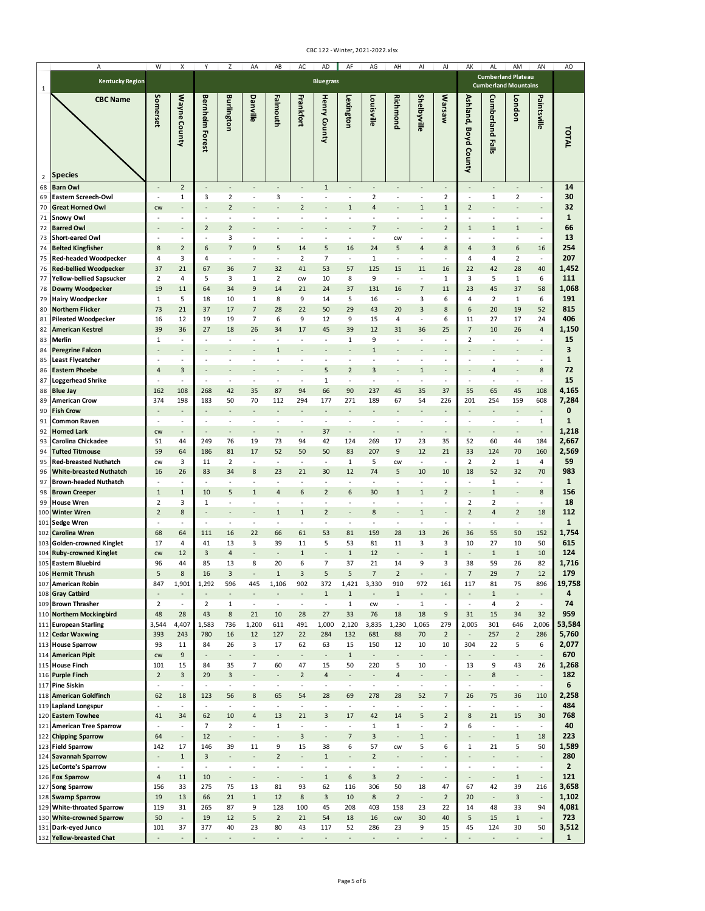| A | W | X | Y | Z | AA | AB | AC | AD | AF | AG | AH | AI | AJ | AK | AL | AM | AN | AO |
|---|---|---|---|---|---|---|---|---|---|---|---|---|---|---|---|---|---|---|
| Kentucky Region | | | Bluegrass | | | | | | | | | | | Cumberland Plateau Cumberland Mountains | | | | |
| CBC Name / Species | Somerset | Wayne County | Bernheim Forest | Burlington | Danville | Falmouth | Frankfort | Henry County | Lexington | Louisville | Richmond | Shelbyville | Warsaw | Ashland, Boyd County | Cumberland Falls | London | Paintsville | TOTAL |
| Barn Owl | - | 2 | - | - | - | - | - | 1 | - | - | - | - | - | - | - | - | - | 14 |
| Eastern Screech-Owl | - | 1 | 3 | 2 | - | 3 | - | - | - | 2 | - | - | 2 | - | 1 | 2 | - | 30 |
| Great Horned Owl | cw | - | - | 2 | - | - | 2 | - | 1 | 4 | - | 1 | 1 | 2 | - | - | - | 32 |
| Snowy Owl | - | - | - | - | - | - | - | - | - | - | - | - | - | - | - | - | - | 1 |
| Barred Owl | - | - | 2 | 2 | - | - | - | - | - | 7 | - | - | 2 | 1 | 1 | 1 | - | 66 |
| Short-eared Owl | - | - | - | 3 | - | - | - | - | - | - | cw | - | - | - | - | - | - | 13 |
| Belted Kingfisher | 8 | 2 | 6 | 7 | 9 | 5 | 14 | 5 | 16 | 24 | 5 | 4 | 8 | 4 | 3 | 6 | 16 | 254 |
| Red-headed Woodpecker | 4 | 3 | 4 | - | - | - | 2 | 7 | - | 1 | - | - | - | 4 | 4 | 2 | - | 207 |
| Red-bellied Woodpecker | 37 | 21 | 67 | 36 | 7 | 32 | 41 | 53 | 57 | 125 | 15 | 11 | 16 | 22 | 42 | 28 | 40 | 1,452 |
| Yellow-bellied Sapsucker | 2 | 4 | 5 | 3 | 1 | 2 | cw | 10 | 8 | 9 | - | - | 1 | 3 | 5 | 1 | 6 | 111 |
| Downy Woodpecker | 19 | 11 | 64 | 34 | 9 | 14 | 21 | 24 | 37 | 131 | 16 | 7 | 11 | 23 | 45 | 37 | 58 | 1,068 |
| Hairy Woodpecker | 1 | 5 | 18 | 10 | 1 | 8 | 9 | 14 | 5 | 16 | - | 3 | 6 | 4 | 2 | 1 | 6 | 191 |
| Northern Flicker | 73 | 21 | 37 | 17 | 7 | 28 | 22 | 50 | 29 | 43 | 20 | 3 | 8 | 6 | 20 | 19 | 52 | 815 |
| Pileated Woodpecker | 16 | 12 | 19 | 19 | 7 | 6 | 9 | 12 | 9 | 15 | 4 | - | 6 | 11 | 27 | 17 | 24 | 406 |
| American Kestrel | 39 | 36 | 27 | 18 | 26 | 34 | 17 | 45 | 39 | 12 | 31 | 36 | 25 | 7 | 10 | 26 | 4 | 1,150 |
| Merlin | 1 | - | - | - | - | - | - | - | 1 | 9 | - | - | - | 2 | - | - | - | 15 |
| Peregrine Falcon | - | - | - | - | - | 1 | - | - | - | 1 | - | - | - | - | - | - | - | 3 |
| Least Flycatcher | - | - | - | - | - | - | - | - | - | - | - | - | - | - | - | - | - | 1 |
| Eastern Phoebe | 4 | 3 | - | - | - | - | - | 5 | 2 | 3 | - | 1 | - | - | 4 | - | 8 | 72 |
| Loggerhead Shrike | - | - | - | - | - | - | - | 1 | - | - | - | - | - | - | - | - | - | 15 |
| Blue Jay | 162 | 108 | 268 | 42 | 35 | 87 | 94 | 66 | 90 | 237 | 45 | 35 | 37 | 55 | 65 | 45 | 108 | 4,165 |
| American Crow | 374 | 198 | 183 | 50 | 70 | 112 | 294 | 177 | 271 | 189 | 67 | 54 | 226 | 201 | 254 | 159 | 608 | 7,284 |
| Fish Crow | - | - | - | - | - | - | - | - | - | - | - | - | - | - | - | - | - | 0 |
| Common Raven | - | - | - | - | - | - | - | - | - | - | - | - | - | - | - | - | 1 | 1 |
| Horned Lark | cw | - | - | - | - | - | - | 37 | - | - | - | - | - | - | - | - | - | 1,218 |
| Carolina Chickadee | 51 | 44 | 249 | 76 | 19 | 73 | 94 | 42 | 124 | 269 | 17 | 23 | 35 | 52 | 60 | 44 | 184 | 2,667 |
| Tufted Titmouse | 59 | 64 | 186 | 81 | 17 | 52 | 50 | 50 | 83 | 207 | 9 | 12 | 21 | 33 | 124 | 70 | 160 | 2,569 |
| Red-breasted Nuthatch | cw | 3 | 11 | 2 | - | - | - | - | 1 | 5 | cw | - | - | 2 | 2 | 1 | 4 | 59 |
| White-breasted Nuthatch | 16 | 26 | 83 | 34 | 8 | 23 | 21 | 30 | 12 | 74 | 5 | 10 | 10 | 18 | 52 | 32 | 70 | 983 |
| Brown-headed Nuthatch | - | - | - | - | - | - | - | - | - | - | - | - | - | - | 1 | - | - | 1 |
| Brown Creeper | 1 | 1 | 10 | 5 | 1 | 4 | 6 | 2 | 6 | 30 | 1 | 1 | 2 | - | 1 | - | 8 | 156 |
| House Wren | 2 | 3 | 1 | - | - | - | - | - | - | - | - | - | - | 2 | 2 | - | - | 18 |
| Winter Wren | 2 | 8 | - | - | - | 1 | 1 | 2 | - | 8 | - | 1 | - | 2 | 4 | 2 | 18 | 112 |
| Sedge Wren | - | - | - | - | - | - | - | - | - | - | - | - | - | - | - | - | - | 1 |
| Carolina Wren | 68 | 64 | 111 | 16 | 22 | 66 | 61 | 53 | 81 | 159 | 28 | 13 | 26 | 36 | 55 | 50 | 152 | 1,754 |
| Golden-crowned Kinglet | 17 | 4 | 41 | 13 | 3 | 39 | 11 | 5 | 53 | 81 | 11 | 3 | 3 | 10 | 27 | 10 | 50 | 615 |
| Ruby-crowned Kinglet | cw | 12 | 3 | 4 | - | - | 1 | - | 1 | 12 | - | - | 1 | - | 1 | 1 | 10 | 124 |
| Eastern Bluebird | 96 | 44 | 85 | 13 | 8 | 20 | 6 | 7 | 37 | 21 | 14 | 9 | 3 | 38 | 59 | 26 | 82 | 1,716 |
| Hermit Thrush | 5 | 8 | 16 | 3 | - | 1 | 3 | 5 | 5 | 7 | 2 | - | - | 7 | 29 | 7 | 12 | 179 |
| American Robin | 847 | 1,901 | 1,292 | 596 | 445 | 1,106 | 902 | 372 | 1,421 | 3,330 | 910 | 972 | 161 | 117 | 81 | 75 | 896 | 19,758 |
| Gray Catbird | - | - | - | - | - | - | - | 1 | 1 | - | 1 | - | - | - | 1 | - | - | 4 |
| Brown Thrasher | 2 | - | 2 | 1 | - | - | - | - | 1 | cw | - | 1 | - | - | 4 | 2 | - | 74 |
| Northern Mockingbird | 48 | 28 | 43 | 8 | 21 | 10 | 28 | 27 | 33 | 76 | 18 | 18 | 9 | 31 | 15 | 34 | 32 | 959 |
| European Starling | 3,544 | 4,407 | 1,583 | 736 | 1,200 | 611 | 491 | 1,000 | 2,120 | 3,835 | 1,230 | 1,065 | 279 | 2,005 | 301 | 646 | 2,006 | 53,584 |
| Cedar Waxwing | 393 | 243 | 780 | 16 | 12 | 127 | 22 | 284 | 132 | 681 | 88 | 70 | 2 | - | 257 | 2 | 286 | 5,760 |
| House Sparrow | 93 | 11 | 84 | 26 | 3 | 17 | 62 | 63 | 15 | 150 | 12 | 10 | 10 | 304 | 22 | 5 | 6 | 2,077 |
| American Pipit | cw | 9 | - | - | - | - | - | - | 1 | - | - | - | - | - | - | - | - | 670 |
| House Finch | 101 | 15 | 84 | 35 | 7 | 60 | 47 | 15 | 50 | 220 | 5 | 10 | - | 13 | 9 | 43 | 26 | 1,268 |
| Purple Finch | 2 | 3 | 29 | 3 | - | - | 2 | 4 | - | - | 4 | - | - | - | 8 | - | - | 182 |
| Pine Siskin | - | - | - | - | - | - | - | - | - | - | - | - | - | - | - | - | - | 6 |
| American Goldfinch | 62 | 18 | 123 | 56 | 8 | 65 | 54 | 28 | 69 | 278 | 28 | 52 | 7 | 26 | 75 | 36 | 110 | 2,258 |
| Lapland Longspur | - | - | - | - | - | - | - | - | - | - | - | - | - | - | - | - | - | 484 |
| Eastern Towhee | 41 | 34 | 62 | 10 | 4 | 13 | 21 | 3 | 17 | 42 | 14 | 5 | 2 | 8 | 21 | 15 | 30 | 768 |
| American Tree Sparrow | - | - | 7 | 2 | - | 1 | - | - | - | 1 | 1 | - | 2 | 6 | - | - | - | 40 |
| Chipping Sparrow | 64 | - | 12 | - | - | - | 3 | - | 7 | 3 | - | 1 | - | - | - | 1 | 18 | 223 |
| Field Sparrow | 142 | 17 | 146 | 39 | 11 | 9 | 15 | 38 | 6 | 57 | cw | 5 | 6 | 1 | 21 | 5 | 50 | 1,589 |
| Savannah Sparrow | - | 1 | 3 | - | - | 2 | - | 1 | - | 2 | - | - | - | - | - | - | - | 280 |
| LeConte's Sparrow | - | - | - | - | - | - | - | - | - | - | - | - | - | - | - | - | - | 2 |
| Fox Sparrow | 4 | 11 | 10 | - | - | - | - | 1 | 6 | 3 | 2 | - | - | - | - | 1 | - | 121 |
| Song Sparrow | 156 | 33 | 275 | 75 | 13 | 81 | 93 | 62 | 116 | 306 | 50 | 18 | 47 | 67 | 42 | 39 | 216 | 3,658 |
| Swamp Sparrow | 19 | 13 | 66 | 21 | 1 | 12 | 8 | 3 | 10 | 8 | 2 | - | 2 | 20 | - | 3 | - | 1,102 |
| White-throated Sparrow | 119 | 31 | 265 | 87 | 9 | 128 | 100 | 45 | 208 | 403 | 158 | 23 | 22 | 14 | 48 | 33 | 94 | 4,081 |
| White-crowned Sparrow | 50 | - | 19 | 12 | 5 | 2 | 21 | 54 | 18 | 16 | cw | 30 | 40 | 5 | 15 | 1 | - | 723 |
| Dark-eyed Junco | 101 | 37 | 377 | 40 | 23 | 80 | 43 | 117 | 52 | 286 | 23 | 9 | 15 | 45 | 124 | 30 | 50 | 3,512 |
| Yellow-breasted Chat | - | - | - | - | - | - | - | - | - | - | - | - | - | - | - | - | - | 1 |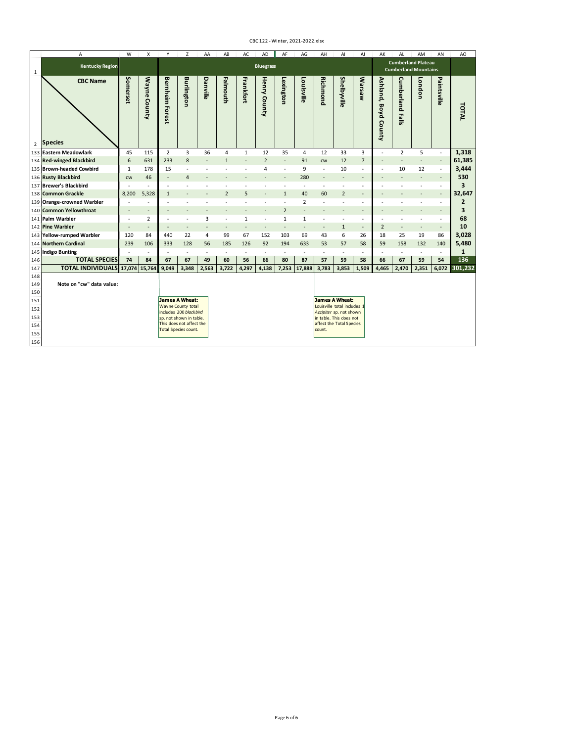| Kentucky Region | | | Bluegrass | | | | | | | | | | | | Cumberland Plateau Cumberland Mountains | | | | |
|---|---|---|---|---|---|---|---|---|---|---|---|---|---|---|---|---|---|---|---|
| CBC Name / Species | Somerset | Wayne County | Bernheim Forest | Burlington | Danville | Falmouth | Frankfort | Henry County | Lexington | Louisville | Richmond | Shelbyville | Warsaw | Ashland, Boyd County | Cumberland Falls | London | Paintsville | TOTAL |
| Eastern Meadowlark | 45 | 115 | 2 | 3 | 36 | 4 | 1 | 12 | 35 | 4 | 12 | 33 | 3 | - | 2 | 5 | - | 1,318 |
| Red-winged Blackbird | 6 | 631 | 233 | 8 | - | 1 | - | 2 | - | 91 | cw | 12 | 7 | - | - | - | - | 61,385 |
| Brown-headed Cowbird | 1 | 178 | 15 | - | - | - | - | 4 | - | 9 | - | 10 | - | - | 10 | 12 | - | 3,444 |
| Rusty Blackbird | cw | 46 | - | 4 | - | - | - | - | - | 280 | - | - | - | - | - | - | - | 530 |
| Brewer's Blackbird | - | - | - | - | - | - | - | - | - | - | - | - | - | - | - | - | - | 3 |
| Common Grackle | 8,200 | 5,328 | 1 | - | - | 2 | 5 | - | 1 | 40 | 60 | 2 | - | - | - | - | - | 32,647 |
| Orange-crowned Warbler | - | - | - | - | - | - | - | - | - | 2 | - | - | - | - | - | - | - | 2 |
| Common Yellowthroat | - | - | - | - | - | - | - | - | 2 | - | - | - | - | - | - | - | - | 3 |
| Palm Warbler | - | 2 | - | - | 3 | - | 1 | - | 1 | 1 | - | - | - | - | - | - | - | 68 |
| Pine Warbler | - | - | - | - | - | - | - | - | - | - | - | 1 | - | 2 | - | - | - | 10 |
| Yellow-rumped Warbler | 120 | 84 | 440 | 22 | 4 | 99 | 67 | 152 | 103 | 69 | 43 | 6 | 26 | 18 | 25 | 19 | 86 | 3,028 |
| Northern Cardinal | 239 | 106 | 333 | 128 | 56 | 185 | 126 | 92 | 194 | 633 | 53 | 57 | 58 | 59 | 158 | 132 | 140 | 5,480 |
| Indigo Bunting | - | - | - | - | - | - | - | - | - | - | - | - | - | - | - | - | - | 1 |
| TOTAL SPECIES | 74 | 84 | 67 | 67 | 49 | 60 | 56 | 66 | 80 | 87 | 57 | 59 | 58 | 66 | 67 | 59 | 54 | 136 |
| TOTAL INDIVIDUALS | 17,074 | 15,764 | 9,049 | 3,348 | 2,563 | 3,722 | 4,297 | 4,138 | 7,253 | 17,888 | 3,783 | 3,853 | 1,509 | 4,465 | 2,470 | 2,351 | 6,072 | 301,232 |

Note on "cw" data value:

**James A Wheat:** Wayne County total includes 200 *blackbird* sp. not shown in table. This does not affect the Total Species count.

**James A Wheat:** Louisville total includes 1 *Accipiter* sp. not shown in table. This does not affect the Total Species count.